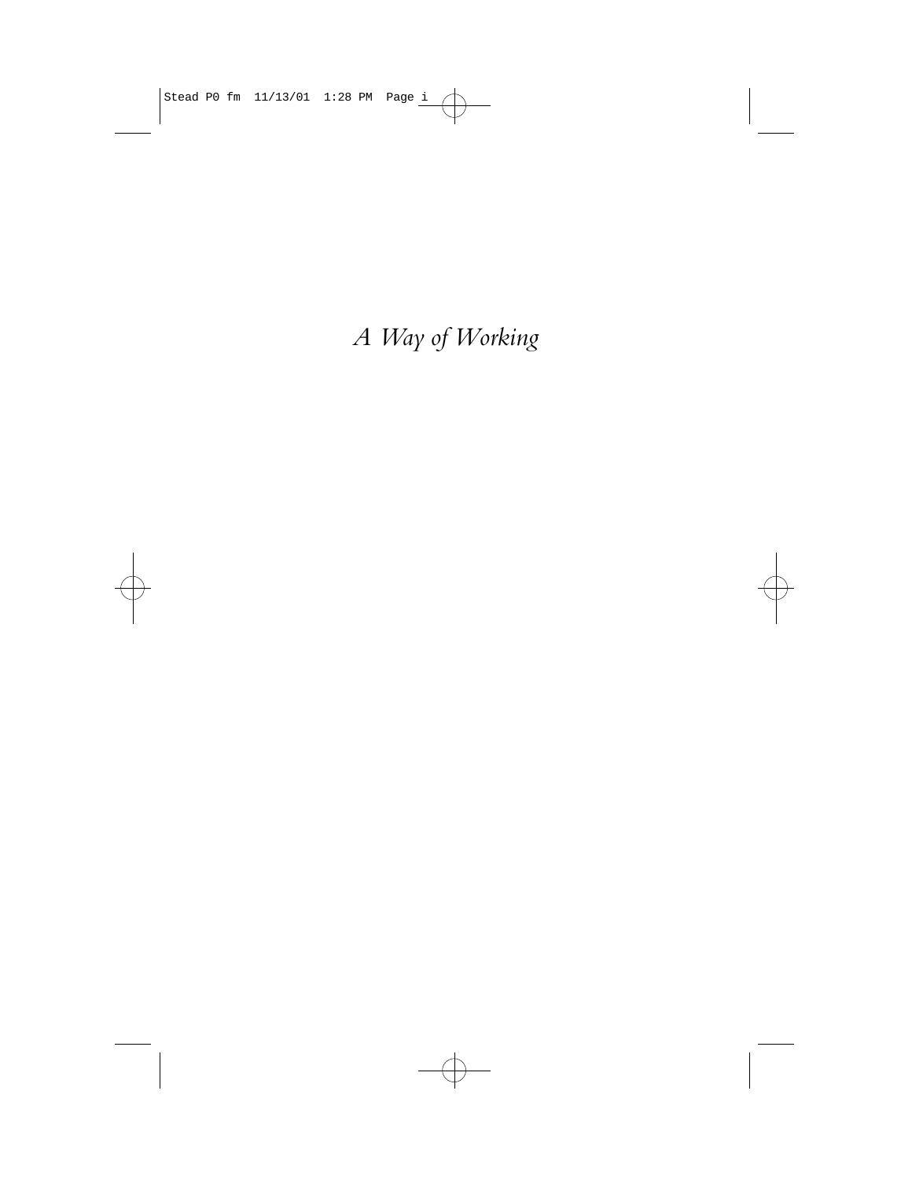*A Way of Working*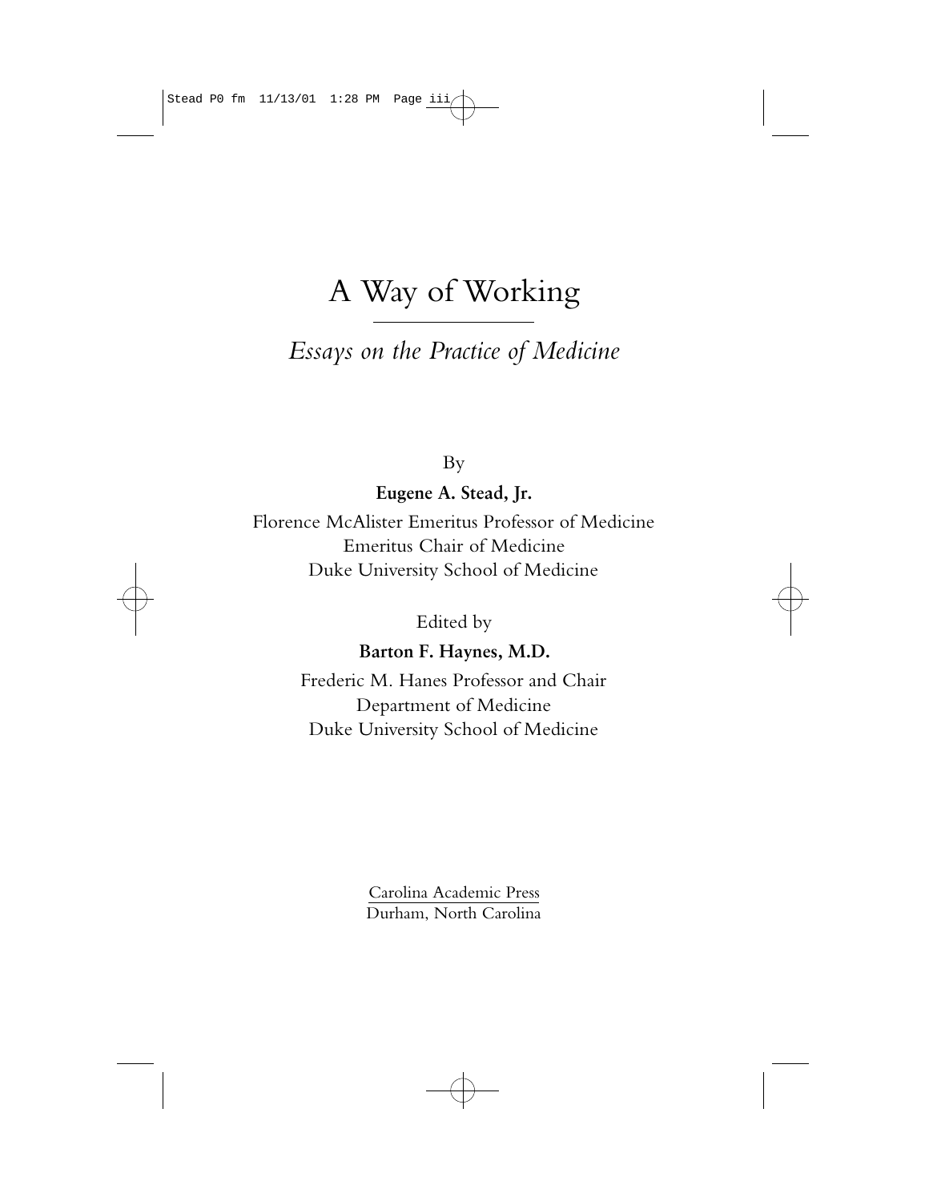# A Way of Working

## *Essays on the Practice of Medicine*

By

**Eugene A. Stead, Jr.**

Florence McAlister Emeritus Professor of Medicine
Emeritus Chair of Medicine
Duke University School of Medicine

Edited by

**Barton F. Haynes, M.D.**

Frederic M. Hanes Professor and Chair
Department of Medicine
Duke University School of Medicine

Carolina Academic Press
Durham, North Carolina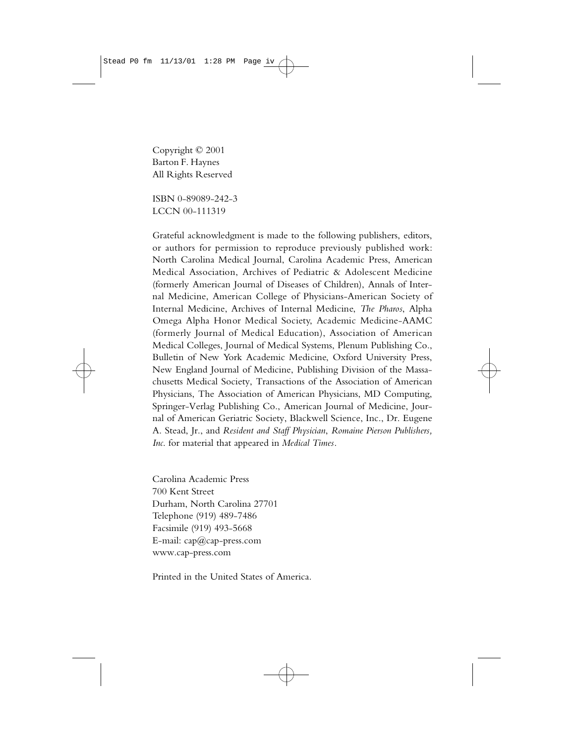Copyright © 2001
Barton F. Haynes
All Rights Reserved

ISBN 0-89089-242-3
LCCN 00-111319

Grateful acknowledgment is made to the following publishers, editors, or authors for permission to reproduce previously published work: North Carolina Medical Journal, Carolina Academic Press, American Medical Association, Archives of Pediatric & Adolescent Medicine (formerly American Journal of Diseases of Children), Annals of Internal Medicine, American College of Physicians-American Society of Internal Medicine, Archives of Internal Medicine, *The Pharos*, Alpha Omega Alpha Honor Medical Society, Academic Medicine-AAMC (formerly Journal of Medical Education), Association of American Medical Colleges, Journal of Medical Systems, Plenum Publishing Co., Bulletin of New York Academic Medicine, Oxford University Press, New England Journal of Medicine, Publishing Division of the Massachusetts Medical Society, Transactions of the Association of American Physicians, The Association of American Physicians, MD Computing, Springer-Verlag Publishing Co., American Journal of Medicine, Journal of American Geriatric Society, Blackwell Science, Inc., Dr. Eugene A. Stead, Jr., and *Resident and Staff Physician*, *Romaine Pierson Publishers, Inc.* for material that appeared in *Medical Times*.

Carolina Academic Press
700 Kent Street
Durham, North Carolina 27701
Telephone (919) 489-7486
Facsimile (919) 493-5668
E-mail: cap@cap-press.com
www.cap-press.com

Printed in the United States of America.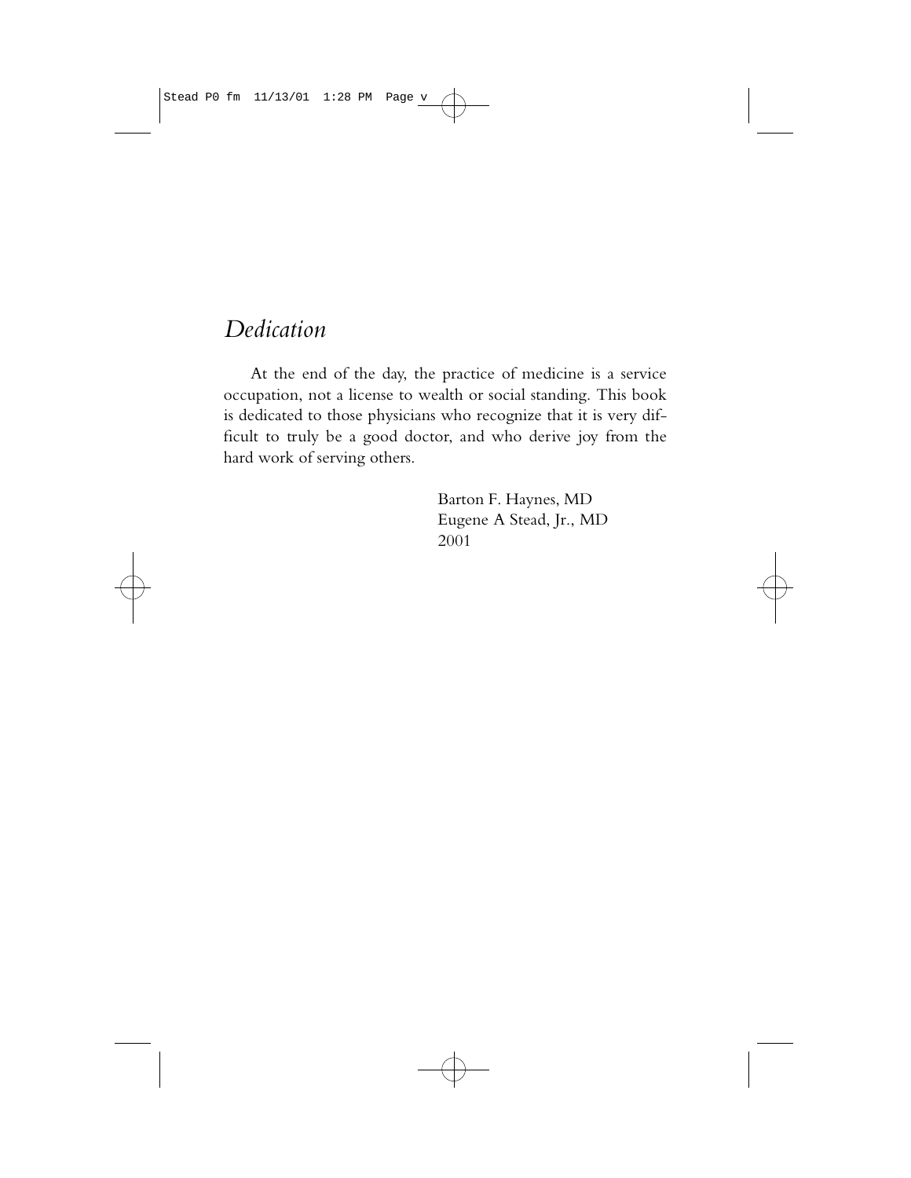# *Dedication*

At the end of the day, the practice of medicine is a service occupation, not a license to wealth or social standing. This book is dedicated to those physicians who recognize that it is very difficult to truly be a good doctor, and who derive joy from the hard work of serving others.

Barton F. Haynes, MD
Eugene A Stead, Jr., MD
2001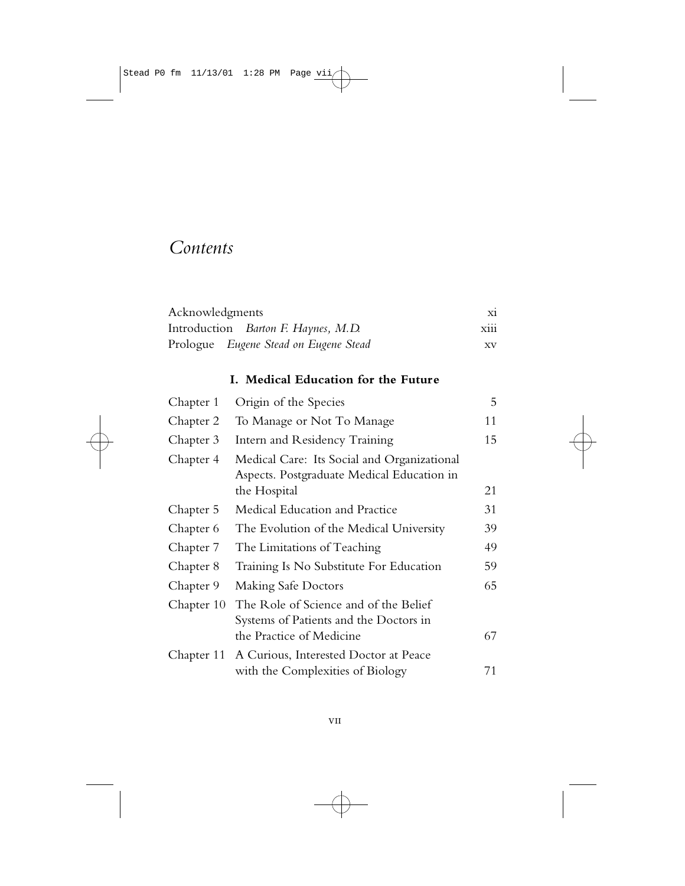# *Contents*

| | | |
|---|---|---|
| Acknowledgments | | xi |
| Introduction | *Barton F. Haynes, M.D.* | xiii |
| Prologue | *Eugene Stead on Eugene Stead* | xv |

## I. Medical Education for the Future

| | | |
|---|---|---|
| Chapter 1 | Origin of the Species | 5 |
| Chapter 2 | To Manage or Not To Manage | 11 |
| Chapter 3 | Intern and Residency Training | 15 |
| Chapter 4 | Medical Care: Its Social and Organizational Aspects. Postgraduate Medical Education in the Hospital | 21 |
| Chapter 5 | Medical Education and Practice | 31 |
| Chapter 6 | The Evolution of the Medical University | 39 |
| Chapter 7 | The Limitations of Teaching | 49 |
| Chapter 8 | Training Is No Substitute For Education | 59 |
| Chapter 9 | Making Safe Doctors | 65 |
| Chapter 10 | The Role of Science and of the Belief Systems of Patients and the Doctors in the Practice of Medicine | 67 |
| Chapter 11 | A Curious, Interested Doctor at Peace with the Complexities of Biology | 71 |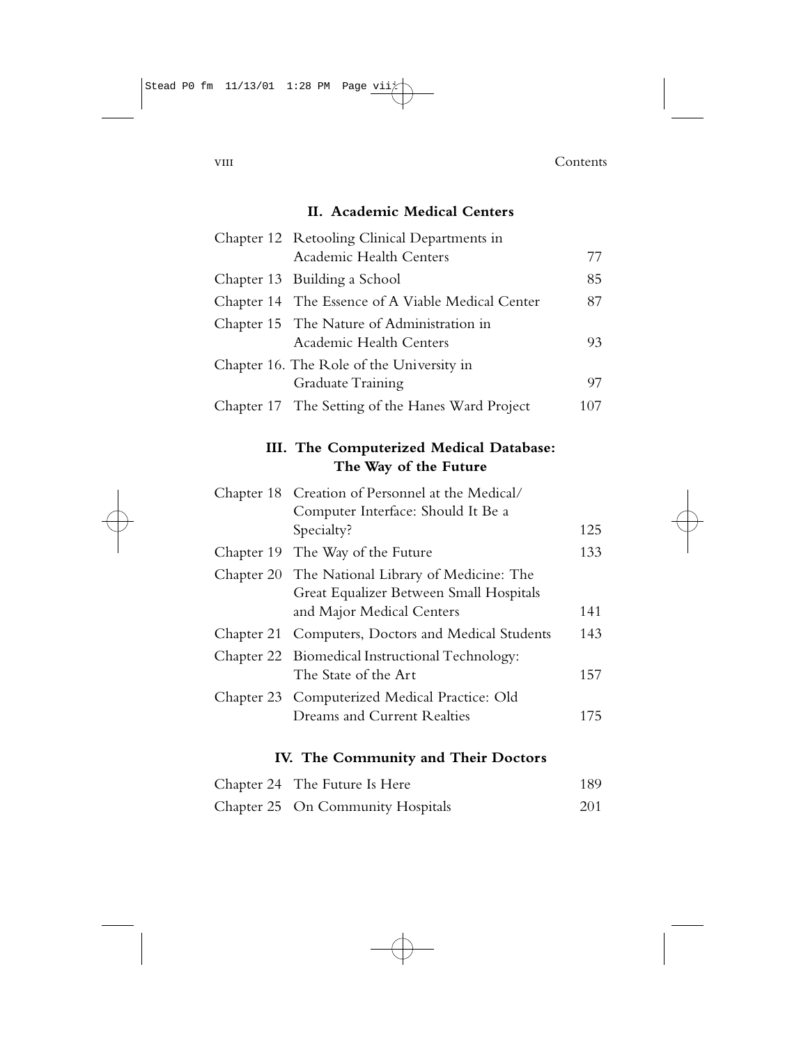## II. Academic Medical Centers

| | | |
|---|---|---|
| Chapter 12 | Retooling Clinical Departments in Academic Health Centers | 77 |
| Chapter 13 | Building a School | 85 |
| Chapter 14 | The Essence of A Viable Medical Center | 87 |
| Chapter 15 | The Nature of Administration in Academic Health Centers | 93 |
| Chapter 16. | The Role of the University in Graduate Training | 97 |
| Chapter 17 | The Setting of the Hanes Ward Project | 107 |

## III. The Computerized Medical Database: The Way of the Future

| | | |
|---|---|---|
| Chapter 18 | Creation of Personnel at the Medical/Computer Interface: Should It Be a Specialty? | 125 |
| Chapter 19 | The Way of the Future | 133 |
| Chapter 20 | The National Library of Medicine: The Great Equalizer Between Small Hospitals and Major Medical Centers | 141 |
| Chapter 21 | Computers, Doctors and Medical Students | 143 |
| Chapter 22 | Biomedical Instructional Technology: The State of the Art | 157 |
| Chapter 23 | Computerized Medical Practice: Old Dreams and Current Realties | 175 |

## IV. The Community and Their Doctors

| | | |
|---|---|---|
| Chapter 24 | The Future Is Here | 189 |
| Chapter 25 | On Community Hospitals | 201 |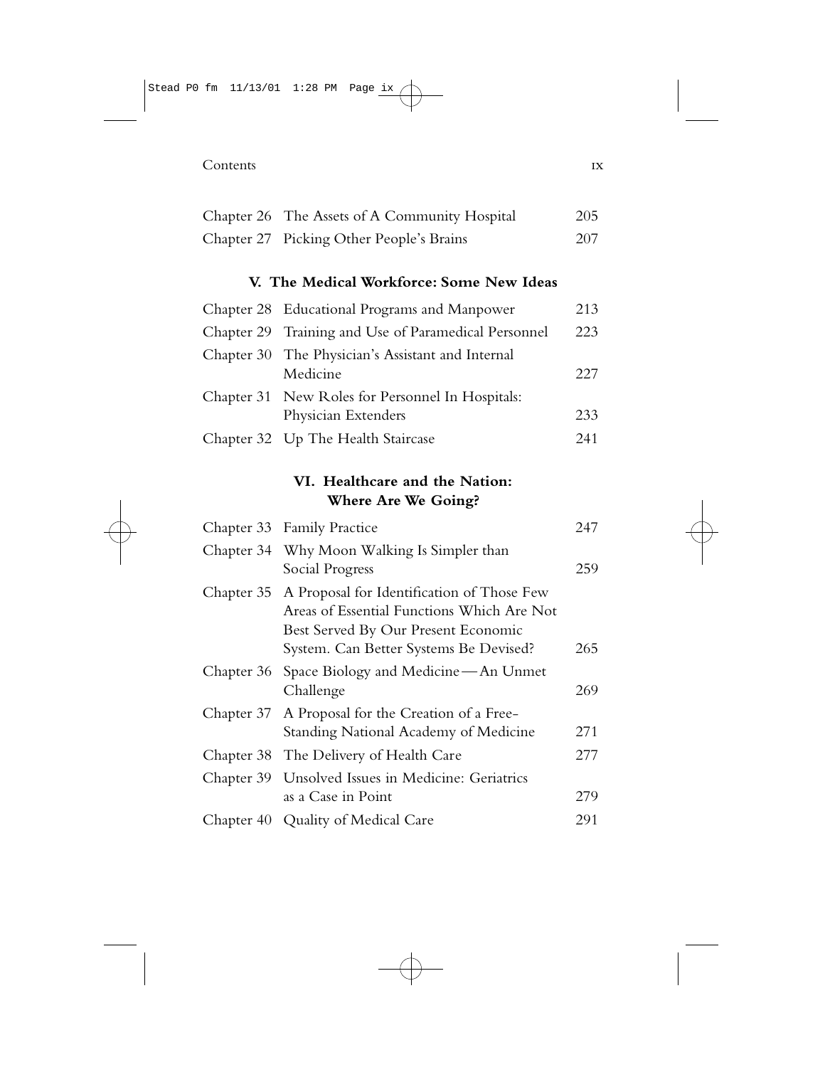| | | |
|---|---|---|
| Chapter 26 | The Assets of A Community Hospital | 205 |
| Chapter 27 | Picking Other People's Brains | 207 |

## V. The Medical Workforce: Some New Ideas

| | | |
|---|---|---|
| Chapter 28 | Educational Programs and Manpower | 213 |
| Chapter 29 | Training and Use of Paramedical Personnel | 223 |
| Chapter 30 | The Physician's Assistant and Internal Medicine | 227 |
| Chapter 31 | New Roles for Personnel In Hospitals: Physician Extenders | 233 |
| Chapter 32 | Up The Health Staircase | 241 |

## VI. Healthcare and the Nation: Where Are We Going?

| | | |
|---|---|---|
| Chapter 33 | Family Practice | 247 |
| Chapter 34 | Why Moon Walking Is Simpler than Social Progress | 259 |
| Chapter 35 | A Proposal for Identification of Those Few Areas of Essential Functions Which Are Not Best Served By Our Present Economic System. Can Better Systems Be Devised? | 265 |
| Chapter 36 | Space Biology and Medicine—An Unmet Challenge | 269 |
| Chapter 37 | A Proposal for the Creation of a Free-Standing National Academy of Medicine | 271 |
| Chapter 38 | The Delivery of Health Care | 277 |
| Chapter 39 | Unsolved Issues in Medicine: Geriatrics as a Case in Point | 279 |
| Chapter 40 | Quality of Medical Care | 291 |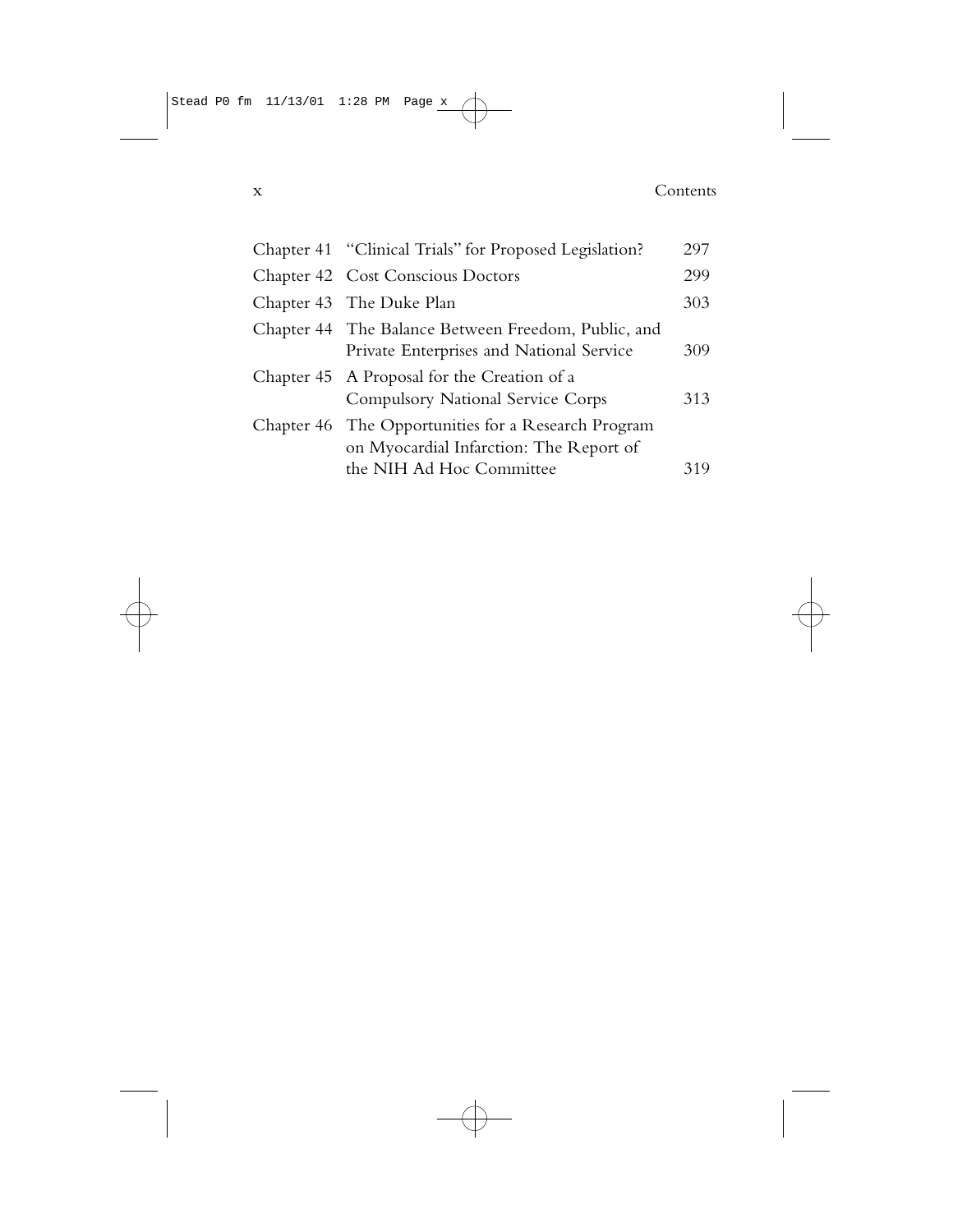| | | |
|---|---|---|
| Chapter 41 | "Clinical Trials" for Proposed Legislation? | 297 |
| Chapter 42 | Cost Conscious Doctors | 299 |
| Chapter 43 | The Duke Plan | 303 |
| Chapter 44 | The Balance Between Freedom, Public, and Private Enterprises and National Service | 309 |
| Chapter 45 | A Proposal for the Creation of a Compulsory National Service Corps | 313 |
| Chapter 46 | The Opportunities for a Research Program on Myocardial Infarction: The Report of the NIH Ad Hoc Committee | 319 |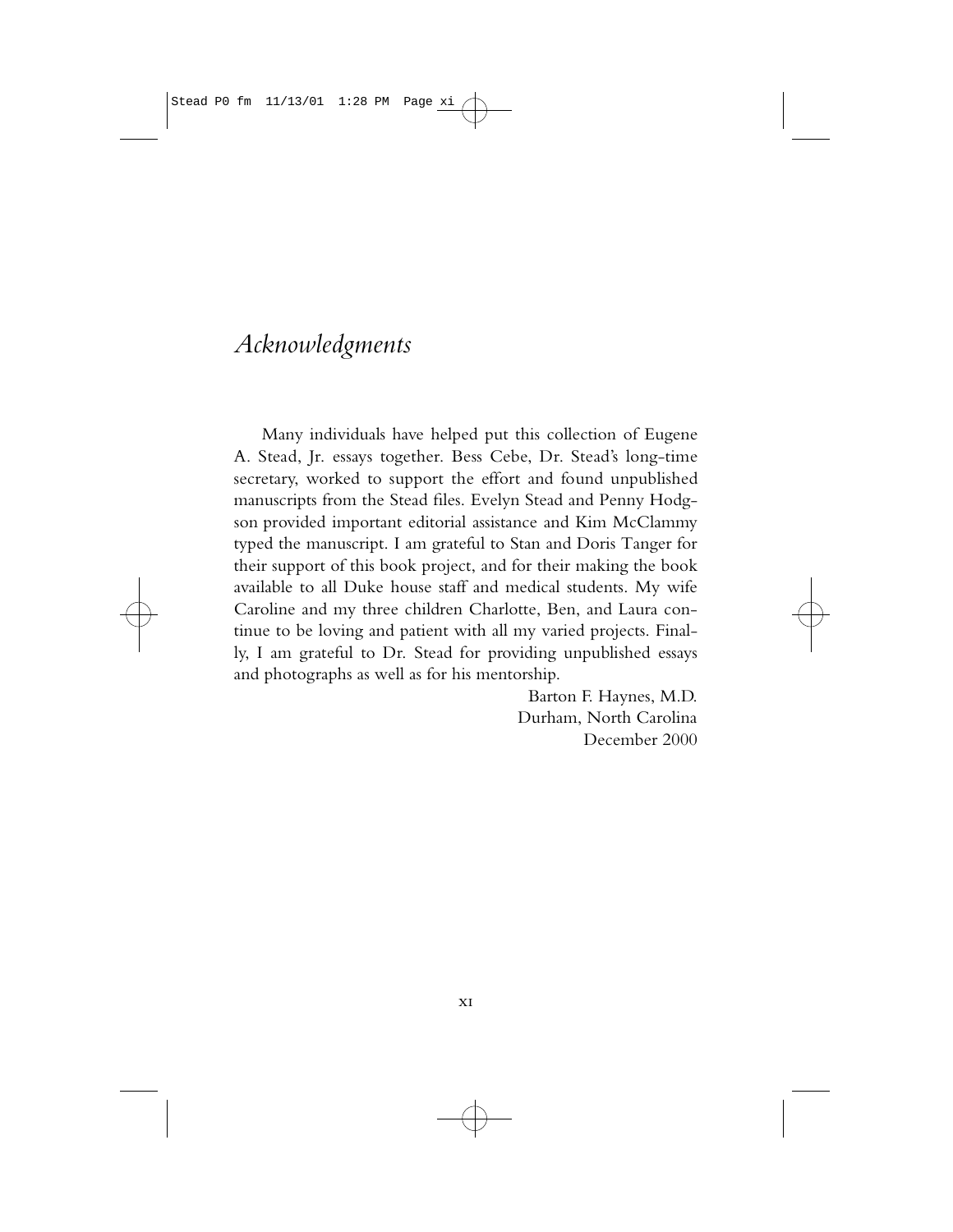# *Acknowledgments*

Many individuals have helped put this collection of Eugene A. Stead, Jr. essays together. Bess Cebe, Dr. Stead's long-time secretary, worked to support the effort and found unpublished manuscripts from the Stead files. Evelyn Stead and Penny Hodgson provided important editorial assistance and Kim McClammy typed the manuscript. I am grateful to Stan and Doris Tanger for their support of this book project, and for their making the book available to all Duke house staff and medical students. My wife Caroline and my three children Charlotte, Ben, and Laura continue to be loving and patient with all my varied projects. Finally, I am grateful to Dr. Stead for providing unpublished essays and photographs as well as for his mentorship.

Barton F. Haynes, M.D.
Durham, North Carolina
December 2000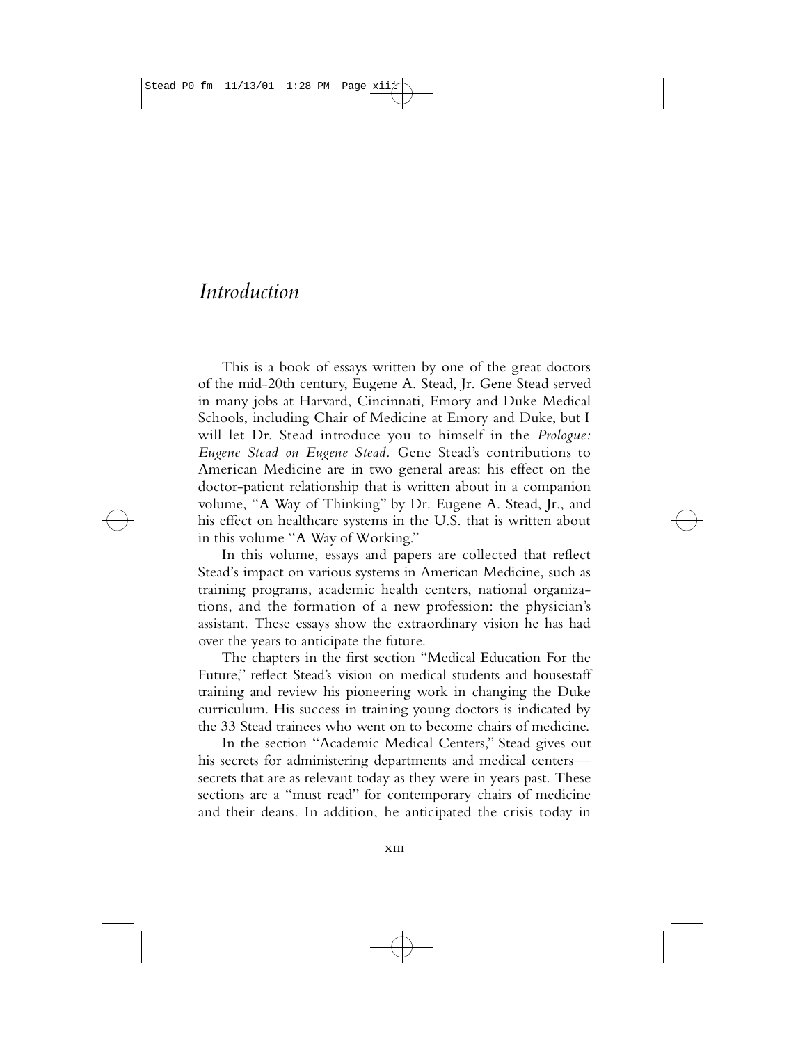# *Introduction*

This is a book of essays written by one of the great doctors of the mid-20th century, Eugene A. Stead, Jr. Gene Stead served in many jobs at Harvard, Cincinnati, Emory and Duke Medical Schools, including Chair of Medicine at Emory and Duke, but I will let Dr. Stead introduce you to himself in the *Prologue: Eugene Stead on Eugene Stead.* Gene Stead's contributions to American Medicine are in two general areas: his effect on the doctor-patient relationship that is written about in a companion volume, "A Way of Thinking" by Dr. Eugene A. Stead, Jr., and his effect on healthcare systems in the U.S. that is written about in this volume "A Way of Working."

In this volume, essays and papers are collected that reflect Stead's impact on various systems in American Medicine, such as training programs, academic health centers, national organizations, and the formation of a new profession: the physician's assistant. These essays show the extraordinary vision he has had over the years to anticipate the future.

The chapters in the first section "Medical Education For the Future," reflect Stead's vision on medical students and housestaff training and review his pioneering work in changing the Duke curriculum. His success in training young doctors is indicated by the 33 Stead trainees who went on to become chairs of medicine.

In the section "Academic Medical Centers," Stead gives out his secrets for administering departments and medical centers—secrets that are as relevant today as they were in years past. These sections are a "must read" for contemporary chairs of medicine and their deans. In addition, he anticipated the crisis today in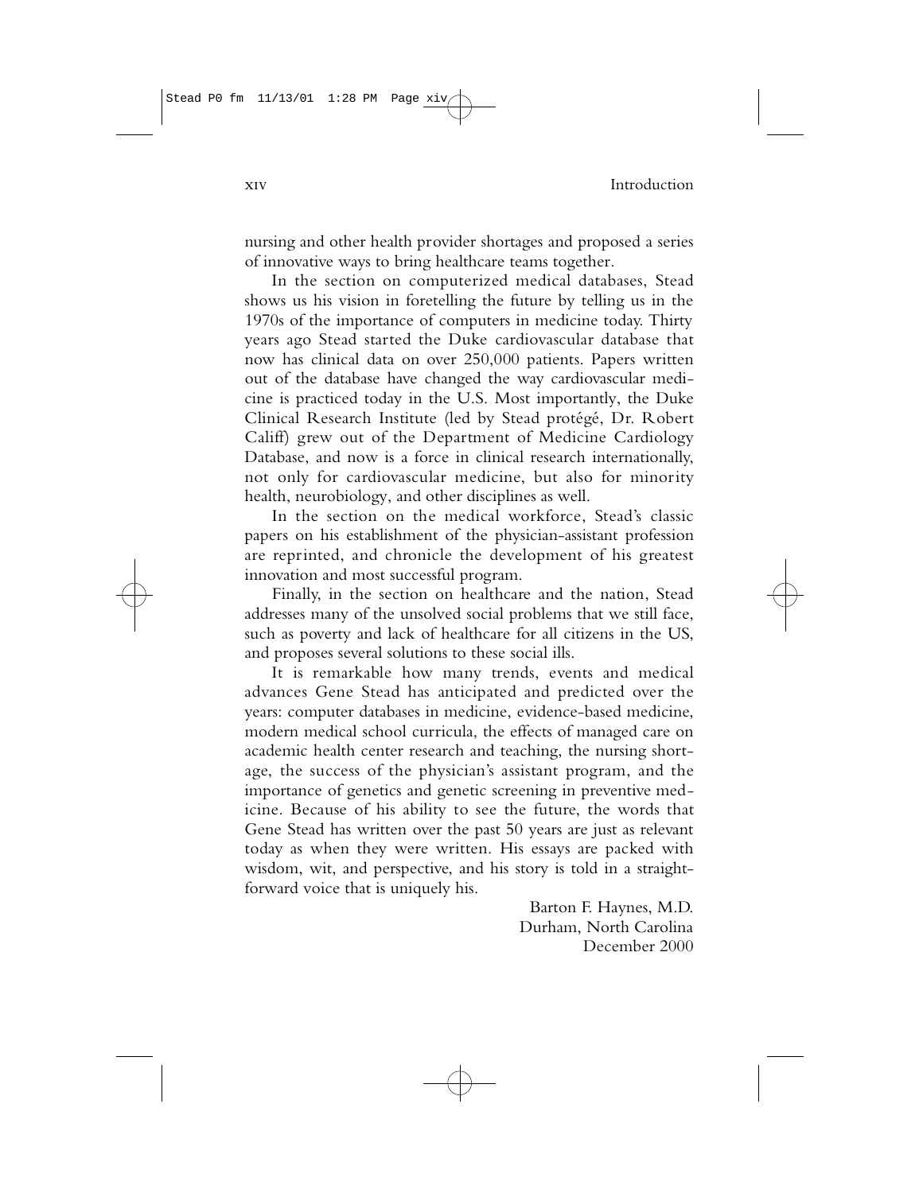nursing and other health provider shortages and proposed a series of innovative ways to bring healthcare teams together.

In the section on computerized medical databases, Stead shows us his vision in foretelling the future by telling us in the 1970s of the importance of computers in medicine today. Thirty years ago Stead started the Duke cardiovascular database that now has clinical data on over 250,000 patients. Papers written out of the database have changed the way cardiovascular medicine is practiced today in the U.S. Most importantly, the Duke Clinical Research Institute (led by Stead protégé, Dr. Robert Califf) grew out of the Department of Medicine Cardiology Database, and now is a force in clinical research internationally, not only for cardiovascular medicine, but also for minority health, neurobiology, and other disciplines as well.

In the section on the medical workforce, Stead's classic papers on his establishment of the physician-assistant profession are reprinted, and chronicle the development of his greatest innovation and most successful program.

Finally, in the section on healthcare and the nation, Stead addresses many of the unsolved social problems that we still face, such as poverty and lack of healthcare for all citizens in the US, and proposes several solutions to these social ills.

It is remarkable how many trends, events and medical advances Gene Stead has anticipated and predicted over the years: computer databases in medicine, evidence-based medicine, modern medical school curricula, the effects of managed care on academic health center research and teaching, the nursing shortage, the success of the physician's assistant program, and the importance of genetics and genetic screening in preventive medicine. Because of his ability to see the future, the words that Gene Stead has written over the past 50 years are just as relevant today as when they were written. His essays are packed with wisdom, wit, and perspective, and his story is told in a straightforward voice that is uniquely his.

Barton F. Haynes, M.D.
Durham, North Carolina
December 2000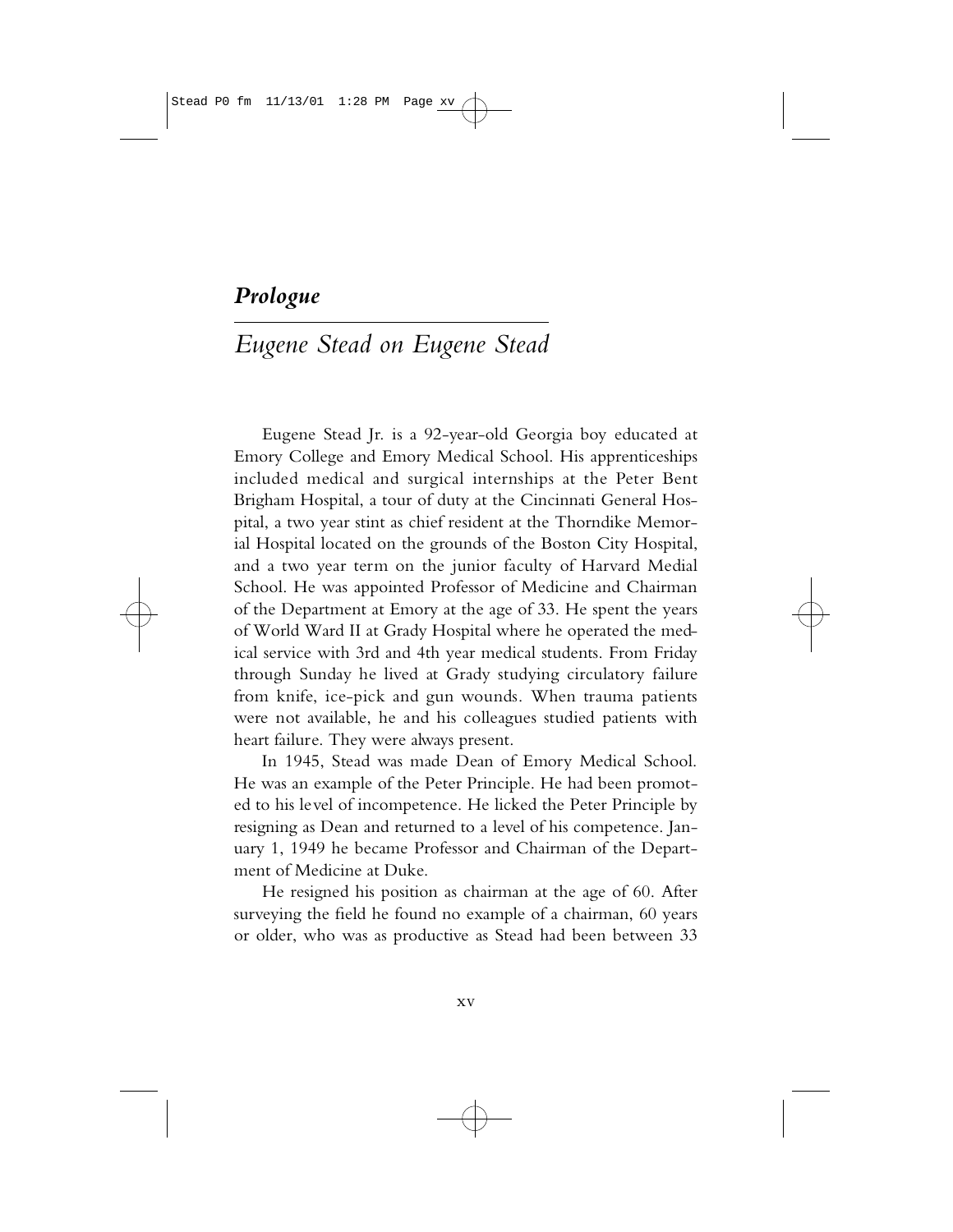# *Prologue*

## *Eugene Stead on Eugene Stead*

Eugene Stead Jr. is a 92-year-old Georgia boy educated at Emory College and Emory Medical School. His apprenticeships included medical and surgical internships at the Peter Bent Brigham Hospital, a tour of duty at the Cincinnati General Hospital, a two year stint as chief resident at the Thorndike Memorial Hospital located on the grounds of the Boston City Hospital, and a two year term on the junior faculty of Harvard Medial School. He was appointed Professor of Medicine and Chairman of the Department at Emory at the age of 33. He spent the years of World Ward II at Grady Hospital where he operated the medical service with 3rd and 4th year medical students. From Friday through Sunday he lived at Grady studying circulatory failure from knife, ice-pick and gun wounds. When trauma patients were not available, he and his colleagues studied patients with heart failure. They were always present.

In 1945, Stead was made Dean of Emory Medical School. He was an example of the Peter Principle. He had been promoted to his level of incompetence. He licked the Peter Principle by resigning as Dean and returned to a level of his competence. January 1, 1949 he became Professor and Chairman of the Department of Medicine at Duke.

He resigned his position as chairman at the age of 60. After surveying the field he found no example of a chairman, 60 years or older, who was as productive as Stead had been between 33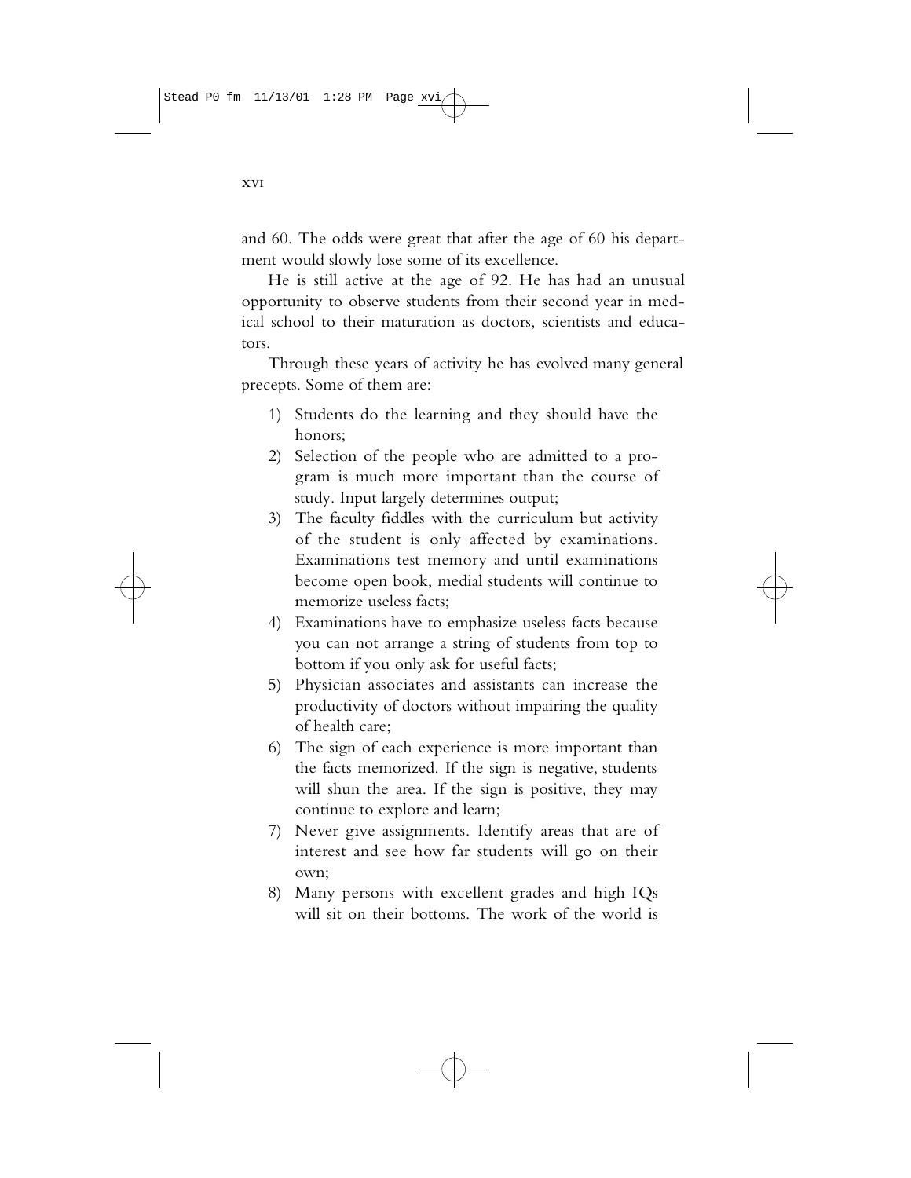and 60. The odds were great that after the age of 60 his department would slowly lose some of its excellence.

He is still active at the age of 92. He has had an unusual opportunity to observe students from their second year in medical school to their maturation as doctors, scientists and educators.

Through these years of activity he has evolved many general precepts. Some of them are:

1) Students do the learning and they should have the honors;
2) Selection of the people who are admitted to a program is much more important than the course of study. Input largely determines output;
3) The faculty fiddles with the curriculum but activity of the student is only affected by examinations. Examinations test memory and until examinations become open book, medial students will continue to memorize useless facts;
4) Examinations have to emphasize useless facts because you can not arrange a string of students from top to bottom if you only ask for useful facts;
5) Physician associates and assistants can increase the productivity of doctors without impairing the quality of health care;
6) The sign of each experience is more important than the facts memorized. If the sign is negative, students will shun the area. If the sign is positive, they may continue to explore and learn;
7) Never give assignments. Identify areas that are of interest and see how far students will go on their own;
8) Many persons with excellent grades and high IQs will sit on their bottoms. The work of the world is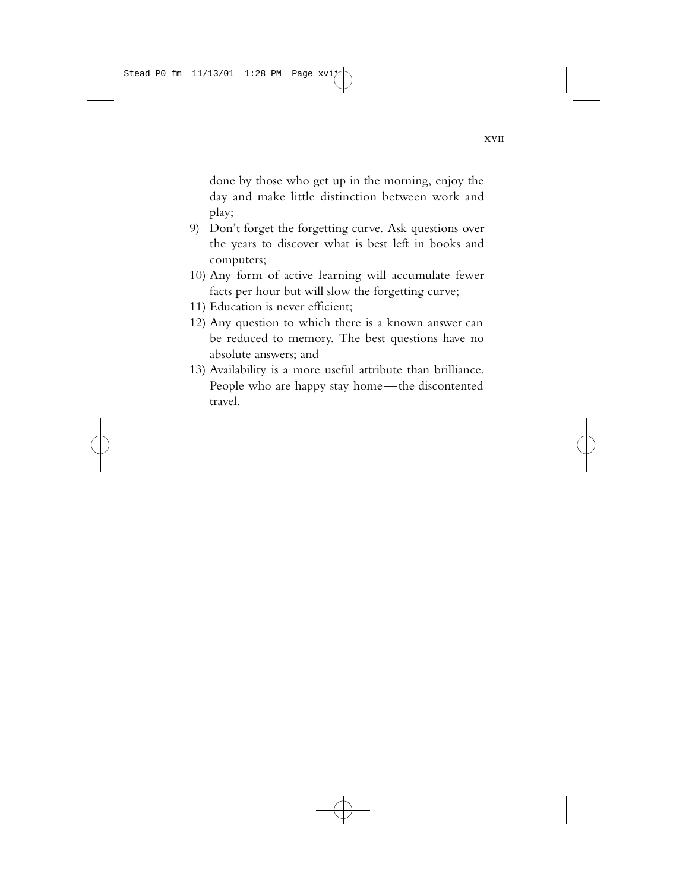done by those who get up in the morning, enjoy the day and make little distinction between work and play;

9) Don't forget the forgetting curve. Ask questions over the years to discover what is best left in books and computers;
10) Any form of active learning will accumulate fewer facts per hour but will slow the forgetting curve;
11) Education is never efficient;
12) Any question to which there is a known answer can be reduced to memory. The best questions have no absolute answers; and
13) Availability is a more useful attribute than brilliance. People who are happy stay home—the discontented travel.